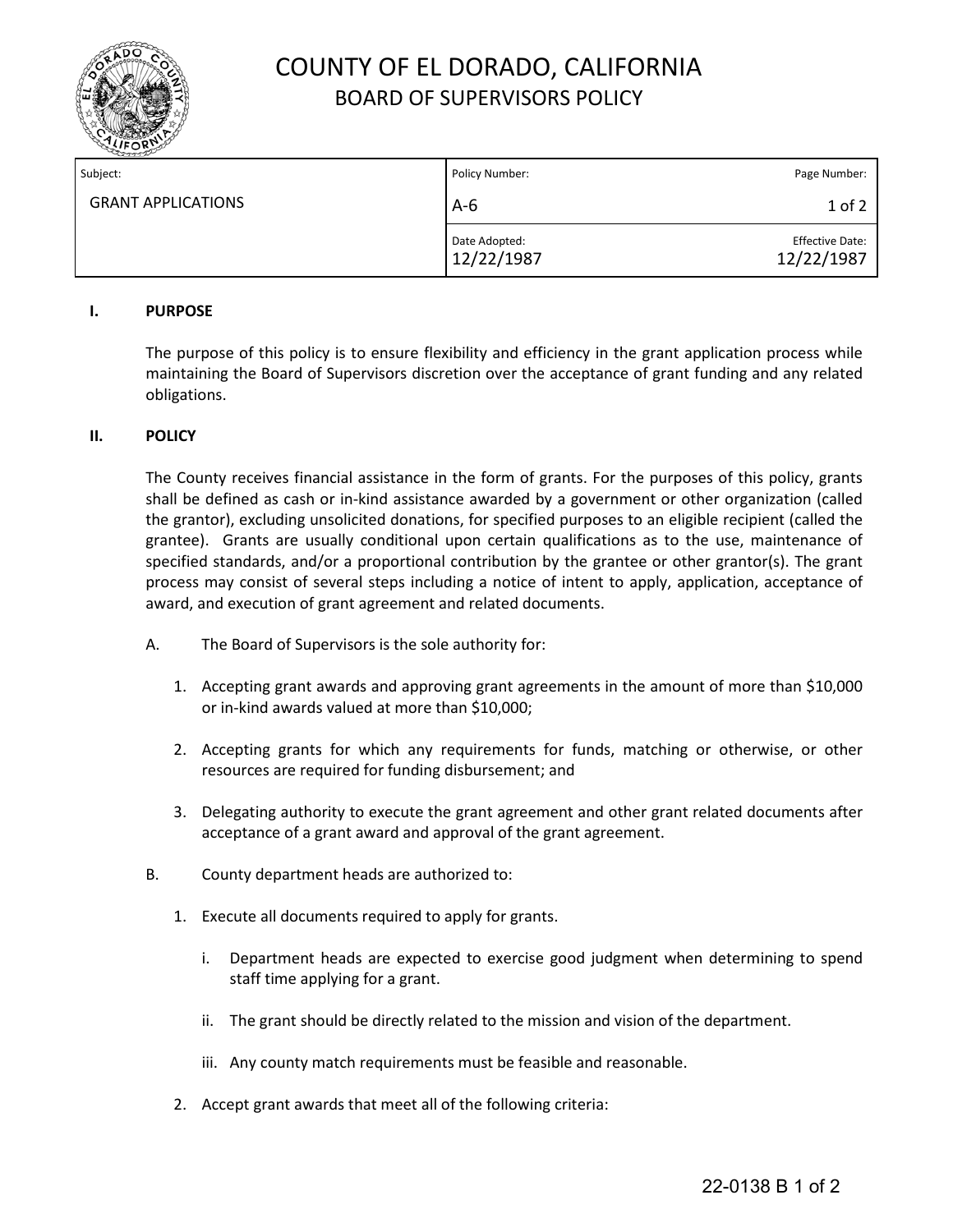# COUNTY OF EL DORADO, CALIFORNIA

## BOARD OF SUPERVISORS POLICY

| Subject: | Policy Number: | Page Number: |
|---|---|---|
| GRANT APPLICATIONS | A-6 | 1 of 2 |
| | Date Adopted: 12/22/1987 | Effective Date: 12/22/1987 |

### I. PURPOSE

The purpose of this policy is to ensure flexibility and efficiency in the grant application process while maintaining the Board of Supervisors discretion over the acceptance of grant funding and any related obligations.

### II. POLICY

The County receives financial assistance in the form of grants. For the purposes of this policy, grants shall be defined as cash or in-kind assistance awarded by a government or other organization (called the grantor), excluding unsolicited donations, for specified purposes to an eligible recipient (called the grantee). Grants are usually conditional upon certain qualifications as to the use, maintenance of specified standards, and/or a proportional contribution by the grantee or other grantor(s). The grant process may consist of several steps including a notice of intent to apply, application, acceptance of award, and execution of grant agreement and related documents.

A. The Board of Supervisors is the sole authority for:

1. Accepting grant awards and approving grant agreements in the amount of more than $10,000 or in-kind awards valued at more than $10,000;
2. Accepting grants for which any requirements for funds, matching or otherwise, or other resources are required for funding disbursement; and
3. Delegating authority to execute the grant agreement and other grant related documents after acceptance of a grant award and approval of the grant agreement.

B. County department heads are authorized to:

1. Execute all documents required to apply for grants.
   - i. Department heads are expected to exercise good judgment when determining to spend staff time applying for a grant.
   - ii. The grant should be directly related to the mission and vision of the department.
   - iii. Any county match requirements must be feasible and reasonable.
2. Accept grant awards that meet all of the following criteria: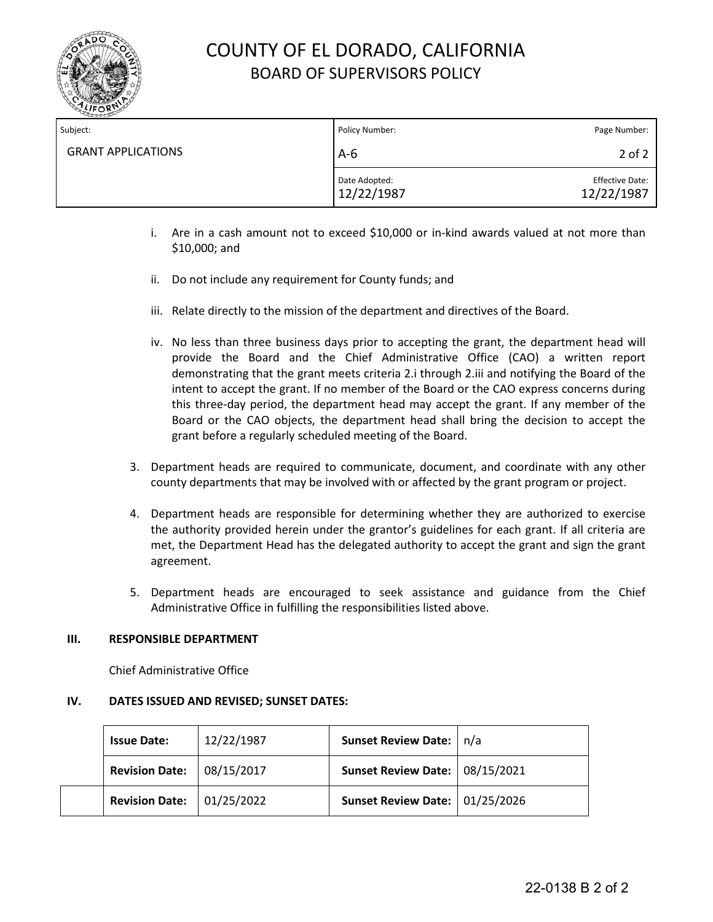# COUNTY OF EL DORADO, CALIFORNIA
## BOARD OF SUPERVISORS POLICY

| Subject: | Policy Number: | Page Number: |
|---|---|---|
| GRANT APPLICATIONS | A-6 | 2 of 2 |
| | Date Adopted: 12/22/1987 | Effective Date: 12/22/1987 |

i. Are in a cash amount not to exceed $10,000 or in-kind awards valued at not more than $10,000; and

ii. Do not include any requirement for County funds; and

iii. Relate directly to the mission of the department and directives of the Board.

iv. No less than three business days prior to accepting the grant, the department head will provide the Board and the Chief Administrative Office (CAO) a written report demonstrating that the grant meets criteria 2.i through 2.iii and notifying the Board of the intent to accept the grant. If no member of the Board or the CAO express concerns during this three-day period, the department head may accept the grant. If any member of the Board or the CAO objects, the department head shall bring the decision to accept the grant before a regularly scheduled meeting of the Board.

3. Department heads are required to communicate, document, and coordinate with any other county departments that may be involved with or affected by the grant program or project.

4. Department heads are responsible for determining whether they are authorized to exercise the authority provided herein under the grantor's guidelines for each grant. If all criteria are met, the Department Head has the delegated authority to accept the grant and sign the grant agreement.

5. Department heads are encouraged to seek assistance and guidance from the Chief Administrative Office in fulfilling the responsibilities listed above.

### III. RESPONSIBLE DEPARTMENT

Chief Administrative Office

### IV. DATES ISSUED AND REVISED; SUNSET DATES:

| | | | |
|---|---|---|---|
| **Issue Date:** | 12/22/1987 | **Sunset Review Date:** | n/a |
| **Revision Date:** | 08/15/2017 | **Sunset Review Date:** | 08/15/2021 |
| **Revision Date:** | 01/25/2022 | **Sunset Review Date:** | 01/25/2026 |

22-0138 B 2 of 2